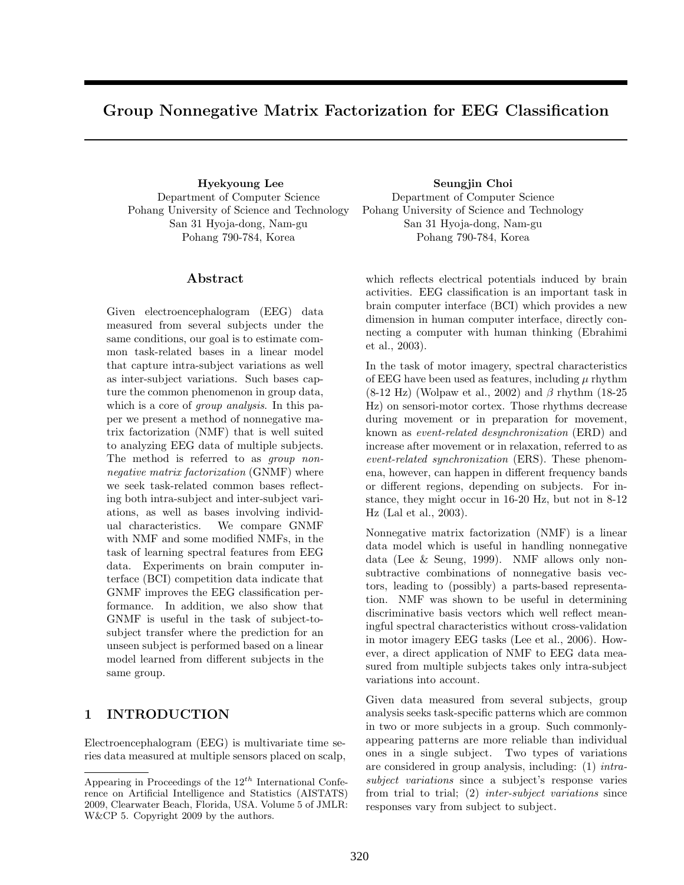# Group Nonnegative Matrix Factorization for EEG Classification

**Hyekyoung Lee**
Department of Computer Science
Pohang University of Science and Technology
San 31 Hyoja-dong, Nam-gu
Pohang 790-784, Korea

**Seungjin Choi**
Department of Computer Science
Pohang University of Science and Technology
San 31 Hyoja-dong, Nam-gu
Pohang 790-784, Korea

## Abstract

Given electroencephalogram (EEG) data measured from several subjects under the same conditions, our goal is to estimate common task-related bases in a linear model that capture intra-subject variations as well as inter-subject variations. Such bases capture the common phenomenon in group data, which is a core of *group analysis*. In this paper we present a method of nonnegative matrix factorization (NMF) that is well suited to analyzing EEG data of multiple subjects. The method is referred to as *group nonnegative matrix factorization* (GNMF) where we seek task-related common bases reflecting both intra-subject and inter-subject variations, as well as bases involving individual characteristics. We compare GNMF with NMF and some modified NMFs, in the task of learning spectral features from EEG data. Experiments on brain computer interface (BCI) competition data indicate that GNMF improves the EEG classification performance. In addition, we also show that GNMF is useful in the task of subject-to-subject transfer where the prediction for an unseen subject is performed based on a linear model learned from different subjects in the same group.

## 1 INTRODUCTION

Electroencephalogram (EEG) is multivariate time series data measured at multiple sensors placed on scalp, which reflects electrical potentials induced by brain activities. EEG classification is an important task in brain computer interface (BCI) which provides a new dimension in human computer interface, directly connecting a computer with human thinking (Ebrahimi et al., 2003).

In the task of motor imagery, spectral characteristics of EEG have been used as features, including $\mu$ rhythm (8-12 Hz) (Wolpaw et al., 2002) and $\beta$ rhythm (18-25 Hz) on sensori-motor cortex. Those rhythms decrease during movement or in preparation for movement, known as *event-related desynchronization* (ERD) and increase after movement or in relaxation, referred to as *event-related synchronization* (ERS). These phenomena, however, can happen in different frequency bands or different regions, depending on subjects. For instance, they might occur in 16-20 Hz, but not in 8-12 Hz (Lal et al., 2003).

Nonnegative matrix factorization (NMF) is a linear data model which is useful in handling nonnegative data (Lee & Seung, 1999). NMF allows only non-subtractive combinations of nonnegative basis vectors, leading to (possibly) a parts-based representation. NMF was shown to be useful in determining discriminative basis vectors which well reflect meaningful spectral characteristics without cross-validation in motor imagery EEG tasks (Lee et al., 2006). However, a direct application of NMF to EEG data measured from multiple subjects takes only intra-subject variations into account.

Given data measured from several subjects, group analysis seeks task-specific patterns which are common in two or more subjects in a group. Such commonly-appearing patterns are more reliable than individual ones in a single subject. Two types of variations are considered in group analysis, including: (1) *intra-subject variations* since a subject's response varies from trial to trial; (2) *inter-subject variations* since responses vary from subject to subject.

Appearing in Proceedings of the $12^{th}$ International Conference on Artificial Intelligence and Statistics (AISTATS) 2009, Clearwater Beach, Florida, USA. Volume 5 of JMLR: W&CP 5. Copyright 2009 by the authors.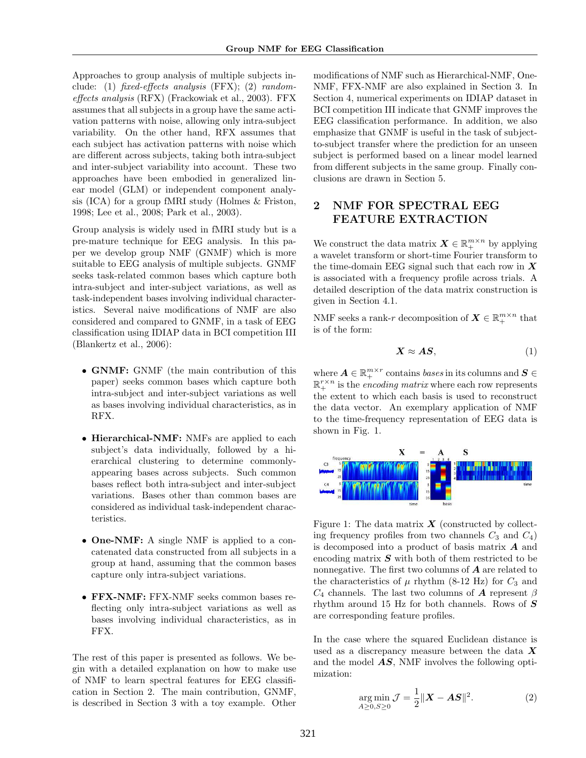Approaches to group analysis of multiple subjects include: (1) *fixed-effects analysis* (FFX); (2) *random-effects analysis* (RFX) (Frackowiak et al., 2003). FFX assumes that all subjects in a group have the same activation patterns with noise, allowing only intra-subject variability. On the other hand, RFX assumes that each subject has activation patterns with noise which are different across subjects, taking both intra-subject and inter-subject variability into account. These two approaches have been embodied in generalized linear model (GLM) or independent component analysis (ICA) for a group fMRI study (Holmes & Friston, 1998; Lee et al., 2008; Park et al., 2003).

Group analysis is widely used in fMRI study but is a pre-mature technique for EEG analysis. In this paper we develop group NMF (GNMF) which is more suitable to EEG analysis of multiple subjects. GNMF seeks task-related common bases which capture both intra-subject and inter-subject variations, as well as task-independent bases involving individual characteristics. Several naive modifications of NMF are also considered and compared to GNMF, in a task of EEG classification using IDIAP data in BCI competition III (Blankertz et al., 2006):

- **GNMF:** GNMF (the main contribution of this paper) seeks common bases which capture both intra-subject and inter-subject variations as well as bases involving individual characteristics, as in RFX.
- **Hierarchical-NMF:** NMFs are applied to each subject's data individually, followed by a hierarchical clustering to determine commonly-appearing bases across subjects. Such common bases reflect both intra-subject and inter-subject variations. Bases other than common bases are considered as individual task-independent characteristics.
- **One-NMF:** A single NMF is applied to a concatenated data constructed from all subjects in a group at hand, assuming that the common bases capture only intra-subject variations.
- **FFX-NMF:** FFX-NMF seeks common bases reflecting only intra-subject variations as well as bases involving individual characteristics, as in FFX.

The rest of this paper is presented as follows. We begin with a detailed explanation on how to make use of NMF to learn spectral features for EEG classification in Section 2. The main contribution, GNMF, is described in Section 3 with a toy example. Other modifications of NMF such as Hierarchical-NMF, One-NMF, FFX-NMF are also explained in Section 3. In Section 4, numerical experiments on IDIAP dataset in BCI competition III indicate that GNMF improves the EEG classification performance. In addition, we also emphasize that GNMF is useful in the task of subject-to-subject transfer where the prediction for an unseen subject is performed based on a linear model learned from different subjects in the same group. Finally conclusions are drawn in Section 5.

## 2 NMF FOR SPECTRAL EEG FEATURE EXTRACTION

We construct the data matrix $\boldsymbol{X} \in \mathbb{R}_+^{m \times n}$ by applying a wavelet transform or short-time Fourier transform to the time-domain EEG signal such that each row in $\boldsymbol{X}$ is associated with a frequency profile across trials. A detailed description of the data matrix construction is given in Section 4.1.

NMF seeks a rank-$r$ decomposition of $\boldsymbol{X} \in \mathbb{R}_+^{m \times n}$ that is of the form:

$$\boldsymbol{X} \approx \boldsymbol{A}\boldsymbol{S}, \tag{1}$$

where $\boldsymbol{A} \in \mathbb{R}_+^{m \times r}$ contains *bases* in its columns and $\boldsymbol{S} \in \mathbb{R}_+^{r \times n}$ is the *encoding matrix* where each row represents the extent to which each basis is used to reconstruct the data vector. An exemplary application of NMF to the time-frequency representation of EEG data is shown in Fig. 1.

X = A S

frequency

C3

C4

time

basis

time

Figure 1: The data matrix $\boldsymbol{X}$ (constructed by collecting frequency profiles from two channels $C_3$ and $C_4$) is decomposed into a product of basis matrix $\boldsymbol{A}$ and encoding matrix $\boldsymbol{S}$ with both of them restricted to be nonnegative. The first two columns of $\boldsymbol{A}$ are related to the characteristics of $\mu$ rhythm (8-12 Hz) for $C_3$ and $C_4$ channels. The last two columns of $\boldsymbol{A}$ represent $\beta$ rhythm around 15 Hz for both channels. Rows of $\boldsymbol{S}$ are corresponding feature profiles.

In the case where the squared Euclidean distance is used as a discrepancy measure between the data $\boldsymbol{X}$ and the model $\boldsymbol{AS}$, NMF involves the following optimization:

$$\underset{A \geq 0, S \geq 0}{\arg\min}\, \mathcal{J} = \frac{1}{2}\|\boldsymbol{X} - \boldsymbol{A}\boldsymbol{S}\|^2. \tag{2}$$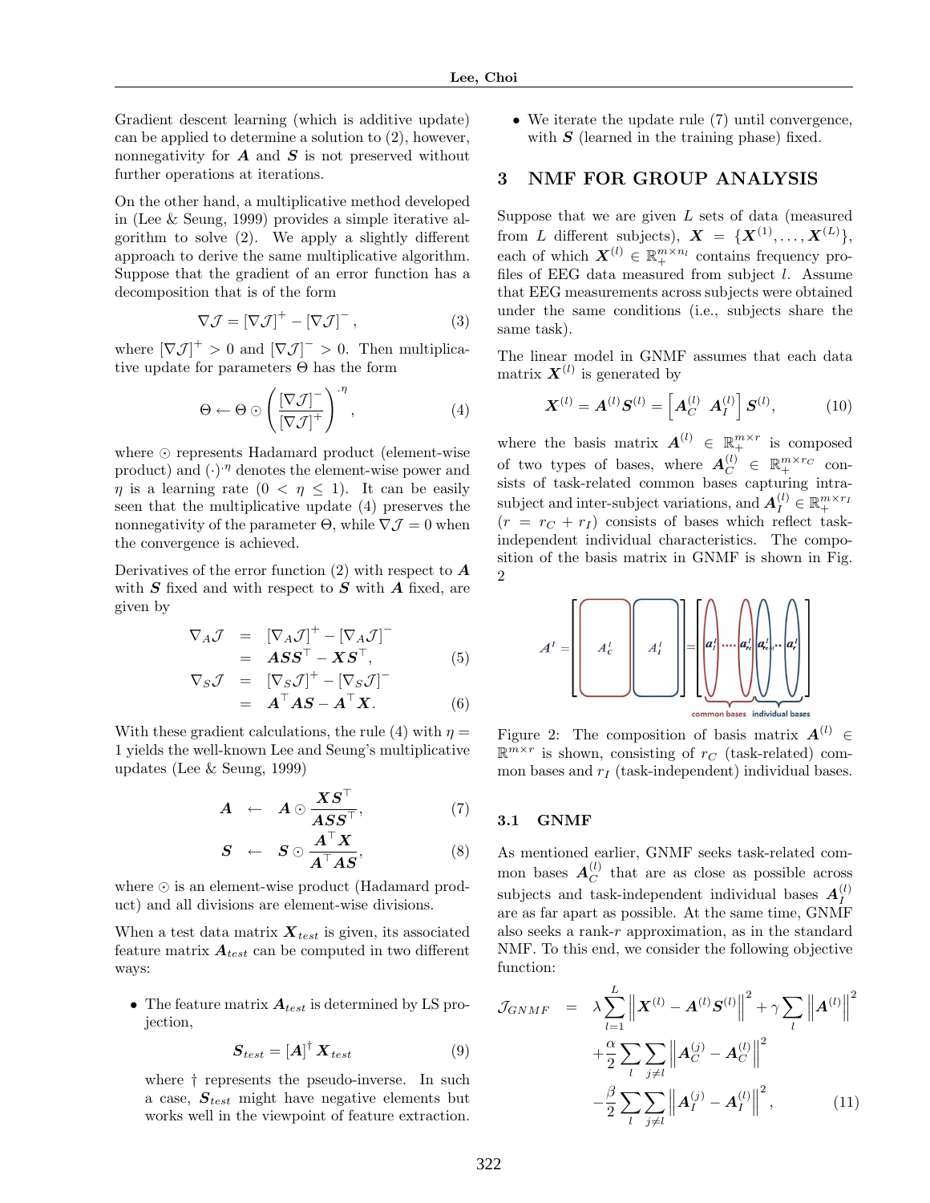Gradient descent learning (which is additive update) can be applied to determine a solution to (2), however, nonnegativity for $\boldsymbol{A}$ and $\boldsymbol{S}$ is not preserved without further operations at iterations.

On the other hand, a multiplicative method developed in (Lee & Seung, 1999) provides a simple iterative algorithm to solve (2). We apply a slightly different approach to derive the same multiplicative algorithm. Suppose that the gradient of an error function has a decomposition that is of the form

$$\nabla \mathcal{J} = [\nabla \mathcal{J}]^{+} - [\nabla \mathcal{J}]^{-}, \tag{3}$$

where $[\nabla \mathcal{J}]^{+} > 0$ and $[\nabla \mathcal{J}]^{-} > 0$. Then multiplicative update for parameters $\Theta$ has the form

$$\Theta \leftarrow \Theta \odot \left( \frac{[\nabla \mathcal{J}]^{-}}{[\nabla \mathcal{J}]^{+}} \right)^{.\eta}, \tag{4}$$

where $\odot$ represents Hadamard product (element-wise product) and $(\cdot)^{.\eta}$ denotes the element-wise power and $\eta$ is a learning rate ($0 < \eta \leq 1$). It can be easily seen that the multiplicative update (4) preserves the nonnegativity of the parameter $\Theta$, while $\nabla \mathcal{J} = 0$ when the convergence is achieved.

Derivatives of the error function (2) with respect to $\boldsymbol{A}$ with $\boldsymbol{S}$ fixed and with respect to $\boldsymbol{S}$ with $\boldsymbol{A}$ fixed, are given by

$$\begin{aligned} \nabla_{A} \mathcal{J} &= [\nabla_{A} \mathcal{J}]^{+} - [\nabla_{A} \mathcal{J}]^{-} \\ &= \boldsymbol{A}\boldsymbol{S}\boldsymbol{S}^{\top} - \boldsymbol{X}\boldsymbol{S}^{\top}, \end{aligned} \tag{5}$$

$$\begin{aligned} \nabla_{S} \mathcal{J} &= [\nabla_{S} \mathcal{J}]^{+} - [\nabla_{S} \mathcal{J}]^{-} \\ &= \boldsymbol{A}^{\top}\boldsymbol{A}\boldsymbol{S} - \boldsymbol{A}^{\top}\boldsymbol{X}. \end{aligned} \tag{6}$$

With these gradient calculations, the rule (4) with $\eta = 1$ yields the well-known Lee and Seung's multiplicative updates (Lee & Seung, 1999)

$$\boldsymbol{A} \leftarrow \boldsymbol{A} \odot \frac{\boldsymbol{X}\boldsymbol{S}^{\top}}{\boldsymbol{A}\boldsymbol{S}\boldsymbol{S}^{\top}}, \tag{7}$$

$$\boldsymbol{S} \leftarrow \boldsymbol{S} \odot \frac{\boldsymbol{A}^{\top}\boldsymbol{X}}{\boldsymbol{A}^{\top}\boldsymbol{A}\boldsymbol{S}}, \tag{8}$$

where $\odot$ is an element-wise product (Hadamard product) and all divisions are element-wise divisions.

When a test data matrix $\boldsymbol{X}_{test}$ is given, its associated feature matrix $\boldsymbol{A}_{test}$ can be computed in two different ways:

- The feature matrix $\boldsymbol{A}_{test}$ is determined by LS projection,

$$\boldsymbol{S}_{test} = [\boldsymbol{A}]^{\dagger} \boldsymbol{X}_{test} \tag{9}$$

where $\dagger$ represents the pseudo-inverse. In such a case, $\boldsymbol{S}_{test}$ might have negative elements but works well in the viewpoint of feature extraction.

- We iterate the update rule (7) until convergence, with $\boldsymbol{S}$ (learned in the training phase) fixed.

## 3 NMF FOR GROUP ANALYSIS

Suppose that we are given $L$ sets of data (measured from $L$ different subjects), $\boldsymbol{X} = \{\boldsymbol{X}^{(1)}, \ldots, \boldsymbol{X}^{(L)}\}$, each of which $\boldsymbol{X}^{(l)} \in \mathbb{R}_{+}^{m \times n_l}$ contains frequency profiles of EEG data measured from subject $l$. Assume that EEG measurements across subjects were obtained under the same conditions (i.e., subjects share the same task).

The linear model in GNMF assumes that each data matrix $\boldsymbol{X}^{(l)}$ is generated by

$$\boldsymbol{X}^{(l)} = \boldsymbol{A}^{(l)}\boldsymbol{S}^{(l)} = \left[ \boldsymbol{A}_{C}^{(l)} \;\; \boldsymbol{A}_{I}^{(l)} \right] \boldsymbol{S}^{(l)}, \tag{10}$$

where the basis matrix $\boldsymbol{A}^{(l)} \in \mathbb{R}_{+}^{m \times r}$ is composed of two types of bases, where $\boldsymbol{A}_{C}^{(l)} \in \mathbb{R}_{+}^{m \times r_C}$ consists of task-related common bases capturing intra-subject and inter-subject variations, and $\boldsymbol{A}_{I}^{(l)} \in \mathbb{R}_{+}^{m \times r_I}$ ($r = r_C + r_I$) consists of bases which reflect task-independent individual characteristics. The composition of the basis matrix in GNMF is shown in Fig. 2

$A^l$ = $A_C^l$ $A_I^l$ = $a_1^l$ .... $a_{r_C}^l$ $a_{r_{C+1}}^l$ .. $a_r^l$

common bases individual bases

Figure 2: The composition of basis matrix $\boldsymbol{A}^{(l)} \in \mathbb{R}^{m \times r}$ is shown, consisting of $r_C$ (task-related) common bases and $r_I$ (task-independent) individual bases.

### 3.1 GNMF

As mentioned earlier, GNMF seeks task-related common bases $\boldsymbol{A}_{C}^{(l)}$ that are as close as possible across subjects and task-independent individual bases $\boldsymbol{A}_{I}^{(l)}$ are as far apart as possible. At the same time, GNMF also seeks a rank-$r$ approximation, as in the standard NMF. To this end, we consider the following objective function:

$$\begin{aligned} \mathcal{J}_{GNMF} &= \lambda \sum_{l=1}^{L} \left\| \boldsymbol{X}^{(l)} - \boldsymbol{A}^{(l)}\boldsymbol{S}^{(l)} \right\|^2 + \gamma \sum_{l} \left\| \boldsymbol{A}^{(l)} \right\|^2 \\ &+ \frac{\alpha}{2} \sum_{l} \sum_{j \neq l} \left\| \boldsymbol{A}_{C}^{(j)} - \boldsymbol{A}_{C}^{(l)} \right\|^2 \\ &- \frac{\beta}{2} \sum_{l} \sum_{j \neq l} \left\| \boldsymbol{A}_{I}^{(j)} - \boldsymbol{A}_{I}^{(l)} \right\|^2, \end{aligned} \tag{11}$$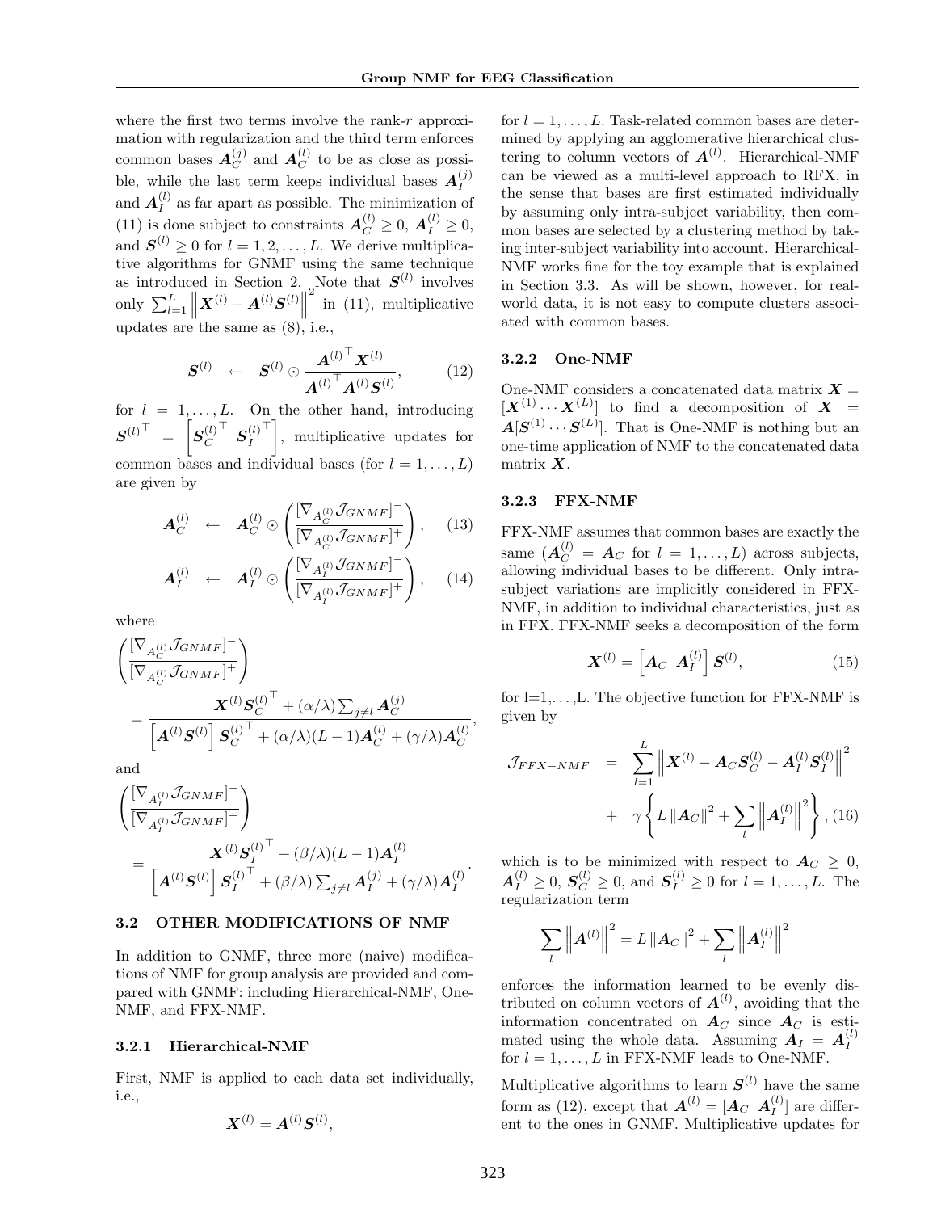where the first two terms involve the rank-$r$ approximation with regularization and the third term enforces common bases $\boldsymbol{A}_C^{(j)}$ and $\boldsymbol{A}_C^{(l)}$ to be as close as possible, while the last term keeps individual bases $\boldsymbol{A}_I^{(j)}$ and $\boldsymbol{A}_I^{(l)}$ as far apart as possible. The minimization of (11) is done subject to constraints $\boldsymbol{A}_C^{(l)} \geq 0$, $\boldsymbol{A}_I^{(l)} \geq 0$, and $\boldsymbol{S}^{(l)} \geq 0$ for $l = 1, 2, \ldots, L$. We derive multiplicative algorithms for GNMF using the same technique as introduced in Section 2. Note that $\boldsymbol{S}^{(l)}$ involves only $\sum_{l=1}^{L} \left\| \boldsymbol{X}^{(l)} - \boldsymbol{A}^{(l)} \boldsymbol{S}^{(l)} \right\|^2$ in (11), multiplicative updates are the same as (8), i.e.,

$$\boldsymbol{S}^{(l)} \leftarrow \boldsymbol{S}^{(l)} \odot \frac{\boldsymbol{A}^{(l)^\top} \boldsymbol{X}^{(l)}}{\boldsymbol{A}^{(l)^\top} \boldsymbol{A}^{(l)} \boldsymbol{S}^{(l)}}, \quad (12)$$

for $l = 1, \ldots, L$. On the other hand, introducing $\boldsymbol{S}^{(l)^\top} = \left[ \boldsymbol{S}_C^{(l)^\top} \ \boldsymbol{S}_I^{(l)^\top} \right]$, multiplicative updates for common bases and individual bases (for $l = 1, \ldots, L$) are given by

$$\boldsymbol{A}_C^{(l)} \leftarrow \boldsymbol{A}_C^{(l)} \odot \left( \frac{[\nabla_{\boldsymbol{A}_C^{(l)}} \mathcal{J}_{GNMF}]^-}{[\nabla_{\boldsymbol{A}_C^{(l)}} \mathcal{J}_{GNMF}]^+} \right), \quad (13)$$

$$\boldsymbol{A}_I^{(l)} \leftarrow \boldsymbol{A}_I^{(l)} \odot \left( \frac{[\nabla_{\boldsymbol{A}_I^{(l)}} \mathcal{J}_{GNMF}]^-}{[\nabla_{\boldsymbol{A}_I^{(l)}} \mathcal{J}_{GNMF}]^+} \right), \quad (14)$$

where

$$\left( \frac{[\nabla_{\boldsymbol{A}_C^{(l)}} \mathcal{J}_{GNMF}]^-}{[\nabla_{\boldsymbol{A}_C^{(l)}} \mathcal{J}_{GNMF}]^+} \right) = \frac{\boldsymbol{X}^{(l)} \boldsymbol{S}_C^{(l)^\top} + (\alpha/\lambda) \sum_{j \neq l} \boldsymbol{A}_C^{(j)}}{\left[ \boldsymbol{A}^{(l)} \boldsymbol{S}^{(l)} \right] \boldsymbol{S}_C^{(l)^\top} + (\alpha/\lambda)(L-1) \boldsymbol{A}_C^{(l)} + (\gamma/\lambda) \boldsymbol{A}_C^{(l)}},$$

and

$$\left( \frac{[\nabla_{\boldsymbol{A}_I^{(l)}} \mathcal{J}_{GNMF}]^-}{[\nabla_{\boldsymbol{A}_I^{(l)}} \mathcal{J}_{GNMF}]^+} \right) = \frac{\boldsymbol{X}^{(l)} \boldsymbol{S}_I^{(l)^\top} + (\beta/\lambda)(L-1) \boldsymbol{A}_I^{(l)}}{\left[ \boldsymbol{A}^{(l)} \boldsymbol{S}^{(l)} \right] \boldsymbol{S}_I^{(l)^\top} + (\beta/\lambda) \sum_{j \neq l} \boldsymbol{A}_I^{(j)} + (\gamma/\lambda) \boldsymbol{A}_I^{(l)}}.$$

### 3.2 OTHER MODIFICATIONS OF NMF

In addition to GNMF, three more (naive) modifications of NMF for group analysis are provided and compared with GNMF: including Hierarchical-NMF, One-NMF, and FFX-NMF.

#### 3.2.1 Hierarchical-NMF

First, NMF is applied to each data set individually, i.e.,

$$\boldsymbol{X}^{(l)} = \boldsymbol{A}^{(l)} \boldsymbol{S}^{(l)},$$

for $l = 1, \ldots, L$. Task-related common bases are determined by applying an agglomerative hierarchical clustering to column vectors of $\boldsymbol{A}^{(l)}$. Hierarchical-NMF can be viewed as a multi-level approach to RFX, in the sense that bases are first estimated individually by assuming only intra-subject variability, then common bases are selected by a clustering method by taking inter-subject variability into account. Hierarchical-NMF works fine for the toy example that is explained in Section 3.3. As will be shown, however, for real-world data, it is not easy to compute clusters associated with common bases.

#### 3.2.2 One-NMF

One-NMF considers a concatenated data matrix $\boldsymbol{X} = [\boldsymbol{X}^{(1)} \cdots \boldsymbol{X}^{(L)}]$ to find a decomposition of $\boldsymbol{X} = \boldsymbol{A}[\boldsymbol{S}^{(1)} \cdots \boldsymbol{S}^{(L)}]$. That is One-NMF is nothing but an one-time application of NMF to the concatenated data matrix $\boldsymbol{X}$.

#### 3.2.3 FFX-NMF

FFX-NMF assumes that common bases are exactly the same ($\boldsymbol{A}_C^{(l)} = \boldsymbol{A}_C$ for $l = 1, \ldots, L$) across subjects, allowing individual bases to be different. Only intra-subject variations are implicitly considered in FFX-NMF, in addition to individual characteristics, just as in FFX. FFX-NMF seeks a decomposition of the form

$$\boldsymbol{X}^{(l)} = \left[ \boldsymbol{A}_C \ \boldsymbol{A}_I^{(l)} \right] \boldsymbol{S}^{(l)}, \quad (15)$$

for l=1,...,L. The objective function for FFX-NMF is given by

$$\mathcal{J}_{FFX-NMF} = \sum_{l=1}^{L} \left\| \boldsymbol{X}^{(l)} - \boldsymbol{A}_C \boldsymbol{S}_C^{(l)} - \boldsymbol{A}_I^{(l)} \boldsymbol{S}_I^{(l)} \right\|^2 + \gamma \left\{ L \left\| \boldsymbol{A}_C \right\|^2 + \sum_l \left\| \boldsymbol{A}_I^{(l)} \right\|^2 \right\}, \quad (16)$$

which is to be minimized with respect to $\boldsymbol{A}_C \geq 0$, $\boldsymbol{A}_I^{(l)} \geq 0$, $\boldsymbol{S}_C^{(l)} \geq 0$, and $\boldsymbol{S}_I^{(l)} \geq 0$ for $l = 1, \ldots, L$. The regularization term

$$\sum_l \left\| \boldsymbol{A}^{(l)} \right\|^2 = L \left\| \boldsymbol{A}_C \right\|^2 + \sum_l \left\| \boldsymbol{A}_I^{(l)} \right\|^2$$

enforces the information learned to be evenly distributed on column vectors of $\boldsymbol{A}^{(l)}$, avoiding that the information concentrated on $\boldsymbol{A}_C$ since $\boldsymbol{A}_C$ is estimated using the whole data. Assuming $\boldsymbol{A}_I = \boldsymbol{A}_I^{(l)}$ for $l = 1, \ldots, L$ in FFX-NMF leads to One-NMF.

Multiplicative algorithms to learn $\boldsymbol{S}^{(l)}$ have the same form as (12), except that $\boldsymbol{A}^{(l)} = [\boldsymbol{A}_C \ \boldsymbol{A}_I^{(l)}]$ are different to the ones in GNMF. Multiplicative updates for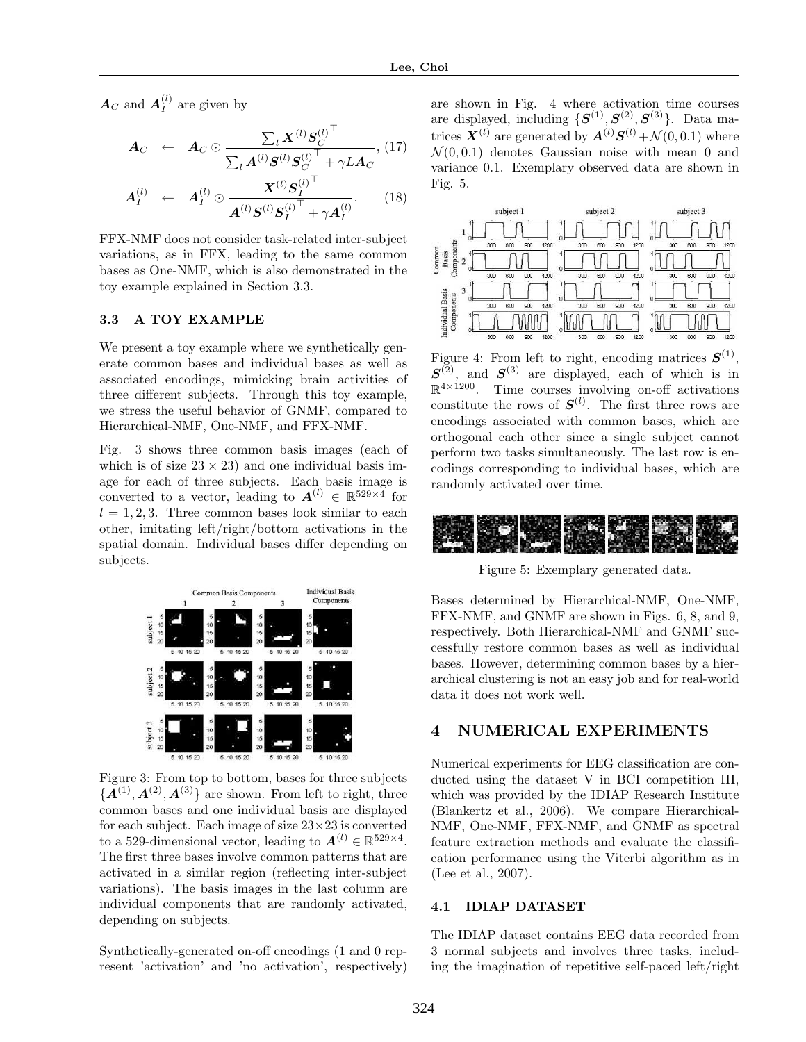$\boldsymbol{A}_C$ and $\boldsymbol{A}_I^{(l)}$ are given by

$$\boldsymbol{A}_C \quad \leftarrow \quad \boldsymbol{A}_C \odot \frac{\sum_l \boldsymbol{X}^{(l)} \boldsymbol{S}_C^{(l)\top}}{\sum_l \boldsymbol{A}^{(l)} \boldsymbol{S}^{(l)} \boldsymbol{S}_C^{(l)\top} + \gamma L \boldsymbol{A}_C}, \quad (17)$$

$$\boldsymbol{A}_I^{(l)} \quad \leftarrow \quad \boldsymbol{A}_I^{(l)} \odot \frac{\boldsymbol{X}^{(l)} \boldsymbol{S}_I^{(l)\top}}{\boldsymbol{A}^{(l)} \boldsymbol{S}^{(l)} \boldsymbol{S}_I^{(l)\top} + \gamma \boldsymbol{A}_I^{(l)}}. \quad (18)$$

FFX-NMF does not consider task-related inter-subject variations, as in FFX, leading to the same common bases as One-NMF, which is also demonstrated in the toy example explained in Section 3.3.

### 3.3 A TOY EXAMPLE

We present a toy example where we synthetically generate common bases and individual bases as well as associated encodings, mimicking brain activities of three different subjects. Through this toy example, we stress the useful behavior of GNMF, compared to Hierarchical-NMF, One-NMF, and FFX-NMF.

Fig. 3 shows three common basis images (each of which is of size $23 \times 23$) and one individual basis image for each of three subjects. Each basis image is converted to a vector, leading to $\boldsymbol{A}^{(l)} \in \mathbb{R}^{529 \times 4}$ for $l = 1, 2, 3$. Three common bases look similar to each other, imitating left/right/bottom activations in the spatial domain. Individual bases differ depending on subjects.

Common Basis Components
1
2
3
Individual Basis Components
subject 1
subject 2
subject 3

Figure 3: From top to bottom, bases for three subjects $\{\boldsymbol{A}^{(1)}, \boldsymbol{A}^{(2)}, \boldsymbol{A}^{(3)}\}$ are shown. From left to right, three common bases and one individual basis are displayed for each subject. Each image of size $23 \times 23$ is converted to a 529-dimensional vector, leading to $\boldsymbol{A}^{(l)} \in \mathbb{R}^{529 \times 4}$. The first three bases involve common patterns that are activated in a similar region (reflecting inter-subject variations). The basis images in the last column are individual components that are randomly activated, depending on subjects.

Synthetically-generated on-off encodings (1 and 0 represent 'activation' and 'no activation', respectively) are shown in Fig. 4 where activation time courses are displayed, including $\{\boldsymbol{S}^{(1)}, \boldsymbol{S}^{(2)}, \boldsymbol{S}^{(3)}\}$. Data matrices $\boldsymbol{X}^{(l)}$ are generated by $\boldsymbol{A}^{(l)} \boldsymbol{S}^{(l)} + \mathcal{N}(0, 0.1)$ where $\mathcal{N}(0, 0.1)$ denotes Gaussian noise with mean 0 and variance 0.1. Exemplary observed data are shown in Fig. 5.

subject 1
subject 2
subject 3
Common Basis Components
Individual Basis Components

Figure 4: From left to right, encoding matrices $\boldsymbol{S}^{(1)}$, $\boldsymbol{S}^{(2)}$, and $\boldsymbol{S}^{(3)}$ are displayed, each of which is in $\mathbb{R}^{4 \times 1200}$. Time courses involving on-off activations constitute the rows of $\boldsymbol{S}^{(l)}$. The first three rows are encodings associated with common bases, which are orthogonal each other since a single subject cannot perform two tasks simultaneously. The last row is encodings corresponding to individual bases, which are randomly activated over time.

Figure 5: Exemplary generated data.

Bases determined by Hierarchical-NMF, One-NMF, FFX-NMF, and GNMF are shown in Figs. 6, 8, and 9, respectively. Both Hierarchical-NMF and GNMF successfully restore common bases as well as individual bases. However, determining common bases by a hierarchical clustering is not an easy job and for real-world data it does not work well.

## 4 NUMERICAL EXPERIMENTS

Numerical experiments for EEG classification are conducted using the dataset V in BCI competition III, which was provided by the IDIAP Research Institute (Blankertz et al., 2006). We compare Hierarchical-NMF, One-NMF, FFX-NMF, and GNMF as spectral feature extraction methods and evaluate the classification performance using the Viterbi algorithm as in (Lee et al., 2007).

### 4.1 IDIAP DATASET

The IDIAP dataset contains EEG data recorded from 3 normal subjects and involves three tasks, including the imagination of repetitive self-paced left/right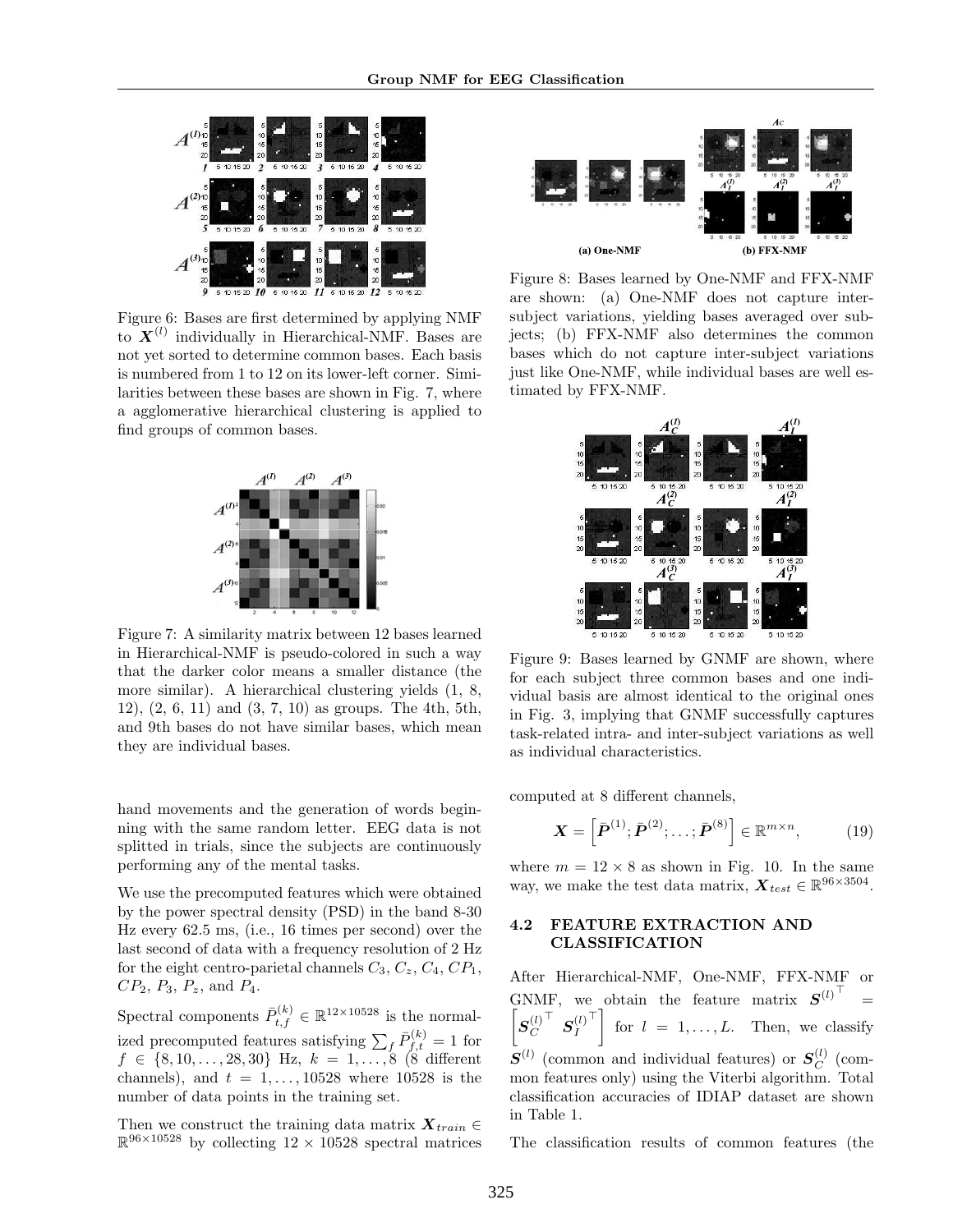Figure 6: Bases are first determined by applying NMF to $\boldsymbol{X}^{(l)}$ individually in Hierarchical-NMF. Bases are not yet sorted to determine common bases. Each basis is numbered from 1 to 12 on its lower-left corner. Similarities between these bases are shown in Fig. 7, where a agglomerative hierarchical clustering is applied to find groups of common bases.

Figure 7: A similarity matrix between 12 bases learned in Hierarchical-NMF is pseudo-colored in such a way that the darker color means a smaller distance (the more similar). A hierarchical clustering yields (1, 8, 12), (2, 6, 11) and (3, 7, 10) as groups. The 4th, 5th, and 9th bases do not have similar bases, which mean they are individual bases.

hand movements and the generation of words beginning with the same random letter. EEG data is not splitted in trials, since the subjects are continuously performing any of the mental tasks.

We use the precomputed features which were obtained by the power spectral density (PSD) in the band 8-30 Hz every 62.5 ms, (i.e., 16 times per second) over the last second of data with a frequency resolution of 2 Hz for the eight centro-parietal channels $C_3$, $C_z$, $C_4$, $CP_1$, $CP_2$, $P_3$, $P_z$, and $P_4$.

Spectral components $\bar{P}^{(k)}_{t,f} \in \mathbb{R}^{12\times 10528}$ is the normalized precomputed features satisfying $\sum_f \bar{P}^{(k)}_{f,t} = 1$ for $f \in \{8, 10, \ldots, 28, 30\}$ Hz, $k = 1, \ldots, 8$ (8 different channels), and $t = 1, \ldots, 10528$ where 10528 is the number of data points in the training set.

Then we construct the training data matrix $\boldsymbol{X}_{train} \in \mathbb{R}^{96\times 10528}$ by collecting $12 \times 10528$ spectral matrices

Figure 8: Bases learned by One-NMF and FFX-NMF are shown: (a) One-NMF does not capture inter-subject variations, yielding bases averaged over subjects; (b) FFX-NMF also determines the common bases which do not capture inter-subject variations just like One-NMF, while individual bases are well estimated by FFX-NMF.

Figure 9: Bases learned by GNMF are shown, where for each subject three common bases and one individual basis are almost identical to the original ones in Fig. 3, implying that GNMF successfully captures task-related intra- and inter-subject variations as well as individual characteristics.

computed at 8 different channels,

$$\boldsymbol{X} = \left[\bar{\boldsymbol{P}}^{(1)}; \bar{\boldsymbol{P}}^{(2)}; \ldots; \bar{\boldsymbol{P}}^{(8)}\right] \in \mathbb{R}^{m\times n}, \qquad (19)$$

where $m = 12 \times 8$ as shown in Fig. 10. In the same way, we make the test data matrix, $\boldsymbol{X}_{test} \in \mathbb{R}^{96\times 3504}$.

### 4.2 FEATURE EXTRACTION AND CLASSIFICATION

After Hierarchical-NMF, One-NMF, FFX-NMF or GNMF, we obtain the feature matrix ${\boldsymbol{S}^{(l)}}^{\top} = \left[{\boldsymbol{S}_C^{(l)}}^{\top} \; {\boldsymbol{S}_I^{(l)}}^{\top}\right]$ for $l = 1, \ldots, L$. Then, we classify $\boldsymbol{S}^{(l)}$ (common and individual features) or $\boldsymbol{S}_C^{(l)}$ (common features only) using the Viterbi algorithm. Total classification accuracies of IDIAP dataset are shown in Table 1.

The classification results of common features (the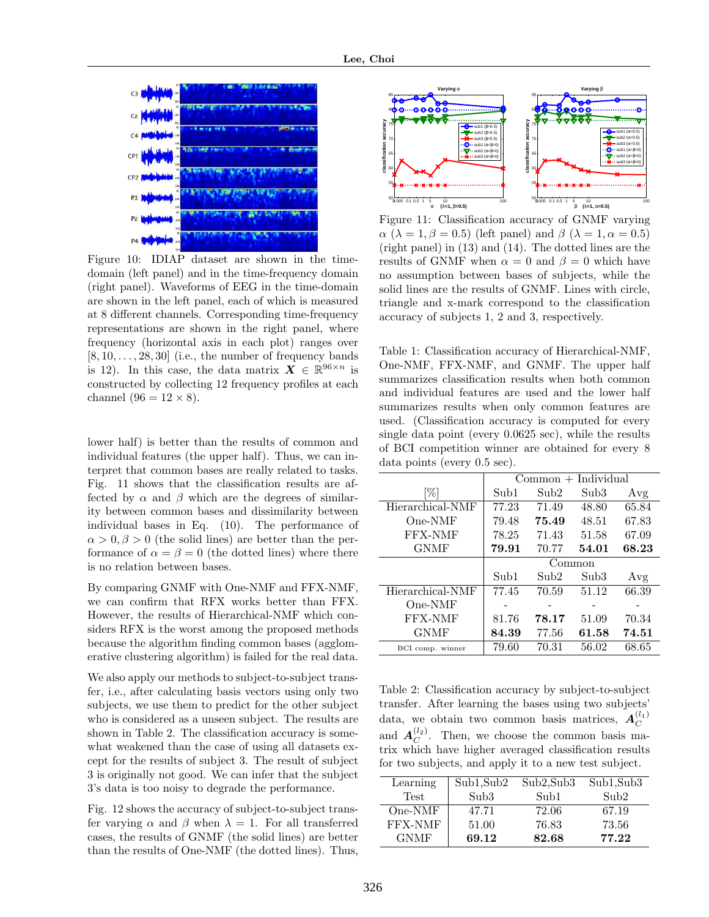Figure 10: IDIAP dataset are shown in the time-domain (left panel) and in the time-frequency domain (right panel). Waveforms of EEG in the time-domain are shown in the left panel, each of which is measured at 8 different channels. Corresponding time-frequency representations are shown in the right panel, where frequency (horizontal axis in each plot) ranges over $[8, 10, \ldots, 28, 30]$ (i.e., the number of frequency bands is 12). In this case, the data matrix $\boldsymbol{X} \in \mathbb{R}^{96 \times n}$ is constructed by collecting 12 frequency profiles at each channel ($96 = 12 \times 8$).

lower half) is better than the results of common and individual features (the upper half). Thus, we can interpret that common bases are really related to tasks. Fig. 11 shows that the classification results are affected by $\alpha$ and $\beta$ which are the degrees of similarity between common bases and dissimilarity between individual bases in Eq. (10). The performance of $\alpha > 0, \beta > 0$ (the solid lines) are better than the performance of $\alpha = \beta = 0$ (the dotted lines) where there is no relation between bases.

By comparing GNMF with One-NMF and FFX-NMF, we can confirm that RFX works better than FFX. However, the results of Hierarchical-NMF which considers RFX is the worst among the proposed methods because the algorithm finding common bases (agglomerative clustering algorithm) is failed for the real data.

We also apply our methods to subject-to-subject transfer, i.e., after calculating basis vectors using only two subjects, we use them to predict for the other subject who is considered as a unseen subject. The results are shown in Table 2. The classification accuracy is somewhat weakened than the case of using all datasets except for the results of subject 3. The result of subject 3 is originally not good. We can infer that the subject 3's data is too noisy to degrade the performance.

Fig. 12 shows the accuracy of subject-to-subject transfer varying $\alpha$ and $\beta$ when $\lambda = 1$. For all transferred cases, the results of GNMF (the solid lines) are better than the results of One-NMF (the dotted lines). Thus,

Varying α

Varying β

classification accuracy

α (λ=1, β=0.5)

β (λ=1, α=0.5)

sub1 (β=0.5)
sub2 (β=0.5)
sub3 (β=0.5)
sub1 (α=β=0)
sub2 (α=β=0)
sub3 (α=β=0)

sub1 (α=0.5)
sub2 (α=0.5)
sub3 (α=0.5)
sub1 (α=β=0)
sub2 (α=β=0)
sub3 (α=β=0)

Figure 11: Classification accuracy of GNMF varying $\alpha$ ($\lambda = 1, \beta = 0.5$) (left panel) and $\beta$ ($\lambda = 1, \alpha = 0.5$) (right panel) in (13) and (14). The dotted lines are the results of GNMF when $\alpha = 0$ and $\beta = 0$ which have no assumption between bases of subjects, while the solid lines are the results of GNMF. Lines with circle, triangle and x-mark correspond to the classification accuracy of subjects 1, 2 and 3, respectively.

Table 1: Classification accuracy of Hierarchical-NMF, One-NMF, FFX-NMF, and GNMF. The upper half summarizes classification results when both common and individual features are used and the lower half summarizes results when only common features are used. (Classification accuracy is computed for every single data point (every 0.0625 sec), while the results of BCI competition winner are obtained for every 8 data points (every 0.5 sec).

| | Common + Individual | | | |
|---|---|---|---|---|
| [%] | Sub1 | Sub2 | Sub3 | Avg |
| Hierarchical-NMF | 77.23 | 71.49 | 48.80 | 65.84 |
| One-NMF | 79.48 | **75.49** | 48.51 | 67.83 |
| FFX-NMF | 78.25 | 71.43 | 51.58 | 67.09 |
| GNMF | **79.91** | 70.77 | **54.01** | **68.23** |
| | Common | | | |
| | Sub1 | Sub2 | Sub3 | Avg |
| Hierarchical-NMF | 77.45 | 70.59 | 51.12 | 66.39 |
| One-NMF | - | - | - | - |
| FFX-NMF | 81.76 | **78.17** | 51.09 | 70.34 |
| GNMF | **84.39** | 77.56 | **61.58** | **74.51** |
| BCI comp. winner | 79.60 | 70.31 | 56.02 | 68.65 |

Table 2: Classification accuracy by subject-to-subject transfer. After learning the bases using two subjects' data, we obtain two common basis matrices, $\boldsymbol{A}_C^{(l_1)}$ and $\boldsymbol{A}_C^{(l_2)}$. Then, we choose the common basis matrix which have higher averaged classification results for two subjects, and apply it to a new test subject.

| Learning | Sub1,Sub2 | Sub2,Sub3 | Sub1,Sub3 |
|---|---|---|---|
| Test | Sub3 | Sub1 | Sub2 |
| One-NMF | 47.71 | 72.06 | 67.19 |
| FFX-NMF | 51.00 | 76.83 | 73.56 |
| GNMF | **69.12** | **82.68** | **77.22** |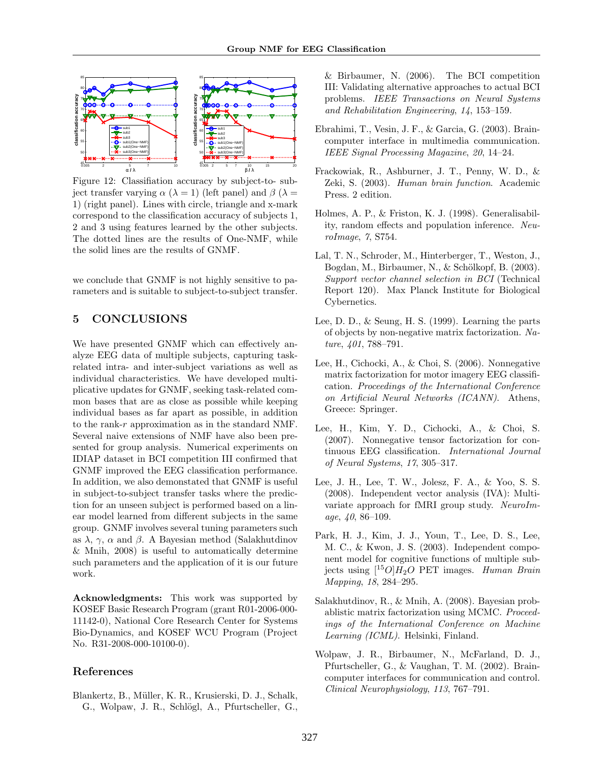classification accuracy

85
80
75
70
65
60
55
50
45

0.005 2 5 7 10

α / λ

sub1
sub2
sub3
sub1(One−NMF)
sub2(One−NMF)
sub3(One−NMF)

classification accuracy

85
80
75
70
65
60
55
50
45

0.005 2 5 7 10 15 20

β / λ

sub1
sub2
sub3
sub1(One−NMF)
sub2(One−NMF)
sub3(One−NMF)

Figure 12: Classifiation accuracy by subject-to- subject transfer varying $\alpha$ ($\lambda = 1$) (left panel) and $\beta$ ($\lambda = 1$) (right panel). Lines with circle, triangle and x-mark correspond to the classification accuracy of subjects 1, 2 and 3 using features learned by the other subjects. The dotted lines are the results of One-NMF, while the solid lines are the results of GNMF.

we conclude that GNMF is not highly sensitive to parameters and is suitable to subject-to-subject transfer.

## 5 CONCLUSIONS

We have presented GNMF which can effectively analyze EEG data of multiple subjects, capturing task-related intra- and inter-subject variations as well as individual characteristics. We have developed multiplicative updates for GNMF, seeking task-related common bases that are as close as possible while keeping individual bases as far apart as possible, in addition to the rank-$r$ approximation as in the standard NMF. Several naive extensions of NMF have also been presented for group analysis. Numerical experiments on IDIAP dataset in BCI competition III confirmed that GNMF improved the EEG classification performance. In addition, we also demonstated that GNMF is useful in subject-to-subject transfer tasks where the prediction for an unseen subject is performed based on a linear model learned from different subjects in the same group. GNMF involves several tuning parameters such as $\lambda$, $\gamma$, $\alpha$ and $\beta$. A Bayesian method (Salakhutdinov & Mnih, 2008) is useful to automatically determine such parameters and the application of it is our future work.

**Acknowledgments:** This work was supported by KOSEF Basic Research Program (grant R01-2006-000-11142-0), National Core Research Center for Systems Bio-Dynamics, and KOSEF WCU Program (Project No. R31-2008-000-10100-0).

## References

Blankertz, B., Müller, K. R., Krusierski, D. J., Schalk, G., Wolpaw, J. R., Schlögl, A., Pfurtscheller, G., & Birbaumer, N. (2006). The BCI competition III: Validating alternative approaches to actual BCI problems. *IEEE Transactions on Neural Systems and Rehabilitation Engineering*, *14*, 153–159.

Ebrahimi, T., Vesin, J. F., & Garcia, G. (2003). Brain-computer interface in multimedia communication. *IEEE Signal Processing Magazine*, *20*, 14–24.

Frackowiak, R., Ashburner, J. T., Penny, W. D., & Zeki, S. (2003). *Human brain function*. Academic Press. 2 edition.

Holmes, A. P., & Friston, K. J. (1998). Generalisability, random effects and population inference. *NeuroImage*, *7*, S754.

Lal, T. N., Schroder, M., Hinterberger, T., Weston, J., Bogdan, M., Birbaumer, N., & Schölkopf, B. (2003). *Support vector channel selection in BCI* (Technical Report 120). Max Planck Institute for Biological Cybernetics.

Lee, D. D., & Seung, H. S. (1999). Learning the parts of objects by non-negative matrix factorization. *Nature*, *401*, 788–791.

Lee, H., Cichocki, A., & Choi, S. (2006). Nonnegative matrix factorization for motor imagery EEG classification. *Proceedings of the International Conference on Artificial Neural Networks (ICANN)*. Athens, Greece: Springer.

Lee, H., Kim, Y. D., Cichocki, A., & Choi, S. (2007). Nonnegative tensor factorization for continuous EEG classification. *International Journal of Neural Systems*, *17*, 305–317.

Lee, J. H., Lee, T. W., Jolesz, F. A., & Yoo, S. S. (2008). Independent vector analysis (IVA): Multivariate approach for fMRI group study. *NeuroImage*, *40*, 86–109.

Park, H. J., Kim, J. J., Youn, T., Lee, D. S., Lee, M. C., & Kwon, J. S. (2003). Independent component model for cognitive functions of multiple subjects using $[^{15}O]H_2O$ PET images. *Human Brain Mapping*, *18*, 284–295.

Salakhutdinov, R., & Mnih, A. (2008). Bayesian probablistic matrix factorization using MCMC. *Proceedings of the International Conference on Machine Learning (ICML)*. Helsinki, Finland.

Wolpaw, J. R., Birbaumer, N., McFarland, D. J., Pfurtscheller, G., & Vaughan, T. M. (2002). Brain-computer interfaces for communication and control. *Clinical Neurophysiology*, *113*, 767–791.